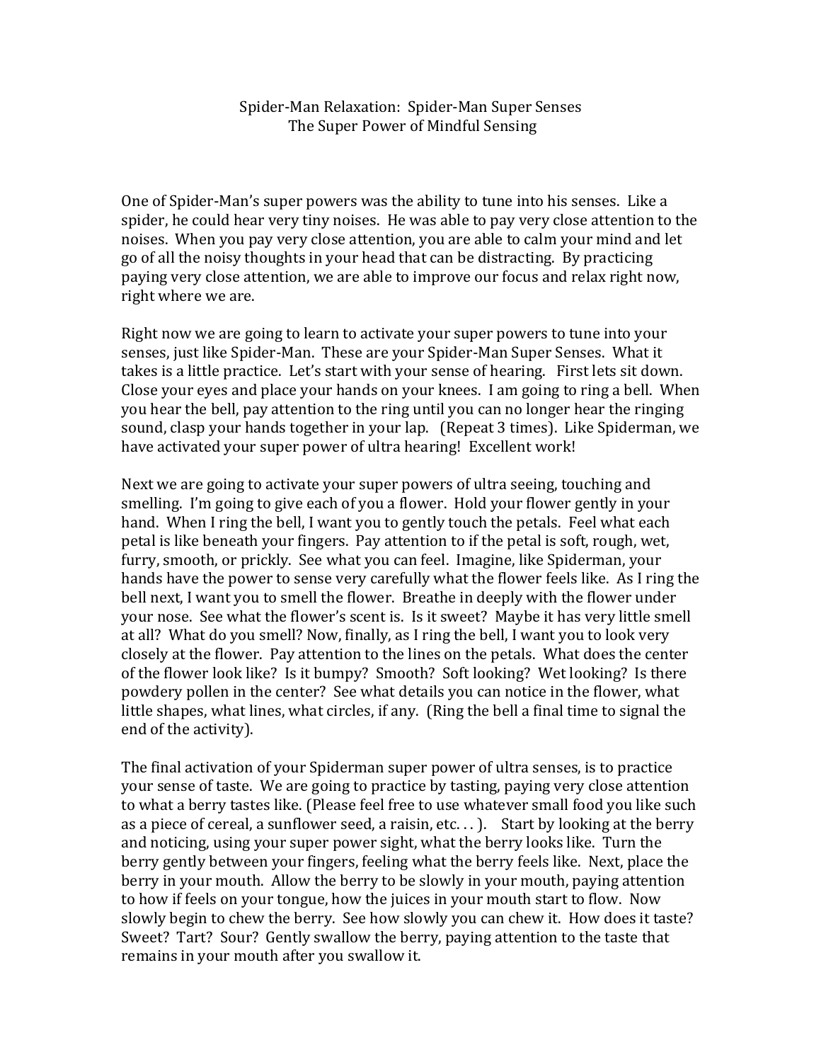# Spider-Man Relaxation: Spider-Man Super Senses
## The Super Power of Mindful Sensing

One of Spider-Man's super powers was the ability to tune into his senses. Like a spider, he could hear very tiny noises. He was able to pay very close attention to the noises. When you pay very close attention, you are able to calm your mind and let go of all the noisy thoughts in your head that can be distracting. By practicing paying very close attention, we are able to improve our focus and relax right now, right where we are.

Right now we are going to learn to activate your super powers to tune into your senses, just like Spider-Man. These are your Spider-Man Super Senses. What it takes is a little practice. Let's start with your sense of hearing. First lets sit down. Close your eyes and place your hands on your knees. I am going to ring a bell. When you hear the bell, pay attention to the ring until you can no longer hear the ringing sound, clasp your hands together in your lap. (Repeat 3 times). Like Spiderman, we have activated your super power of ultra hearing! Excellent work!

Next we are going to activate your super powers of ultra seeing, touching and smelling. I'm going to give each of you a flower. Hold your flower gently in your hand. When I ring the bell, I want you to gently touch the petals. Feel what each petal is like beneath your fingers. Pay attention to if the petal is soft, rough, wet, furry, smooth, or prickly. See what you can feel. Imagine, like Spiderman, your hands have the power to sense very carefully what the flower feels like. As I ring the bell next, I want you to smell the flower. Breathe in deeply with the flower under your nose. See what the flower's scent is. Is it sweet? Maybe it has very little smell at all? What do you smell? Now, finally, as I ring the bell, I want you to look very closely at the flower. Pay attention to the lines on the petals. What does the center of the flower look like? Is it bumpy? Smooth? Soft looking? Wet looking? Is there powdery pollen in the center? See what details you can notice in the flower, what little shapes, what lines, what circles, if any. (Ring the bell a final time to signal the end of the activity).

The final activation of your Spiderman super power of ultra senses, is to practice your sense of taste. We are going to practice by tasting, paying very close attention to what a berry tastes like. (Please feel free to use whatever small food you like such as a piece of cereal, a sunflower seed, a raisin, etc. . . ). Start by looking at the berry and noticing, using your super power sight, what the berry looks like. Turn the berry gently between your fingers, feeling what the berry feels like. Next, place the berry in your mouth. Allow the berry to be slowly in your mouth, paying attention to how if feels on your tongue, how the juices in your mouth start to flow. Now slowly begin to chew the berry. See how slowly you can chew it. How does it taste? Sweet? Tart? Sour? Gently swallow the berry, paying attention to the taste that remains in your mouth after you swallow it.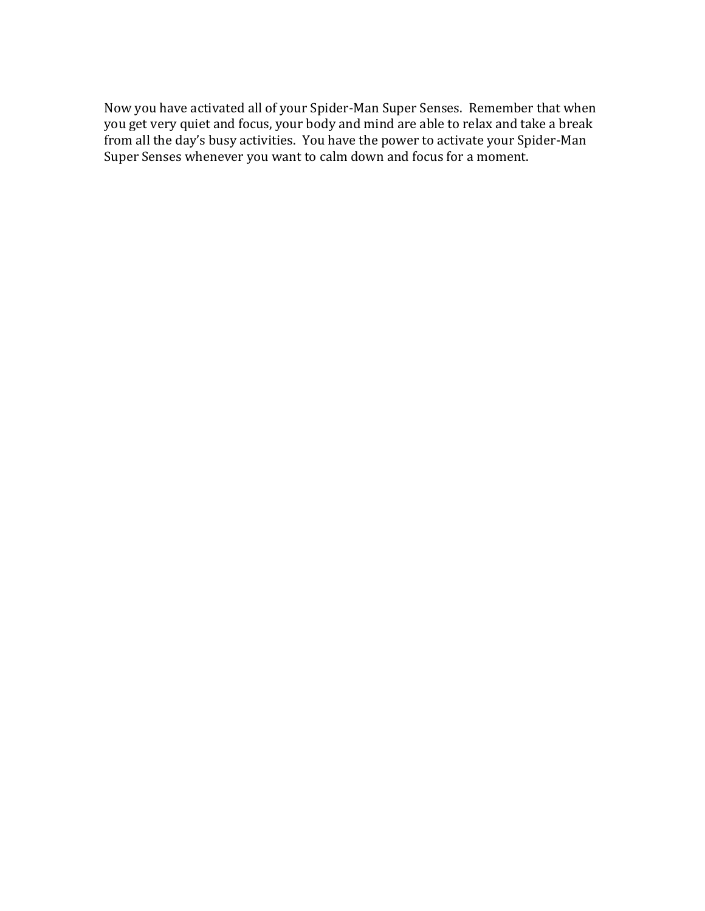Now you have activated all of your Spider-Man Super Senses. Remember that when you get very quiet and focus, your body and mind are able to relax and take a break from all the day's busy activities. You have the power to activate your Spider-Man Super Senses whenever you want to calm down and focus for a moment.